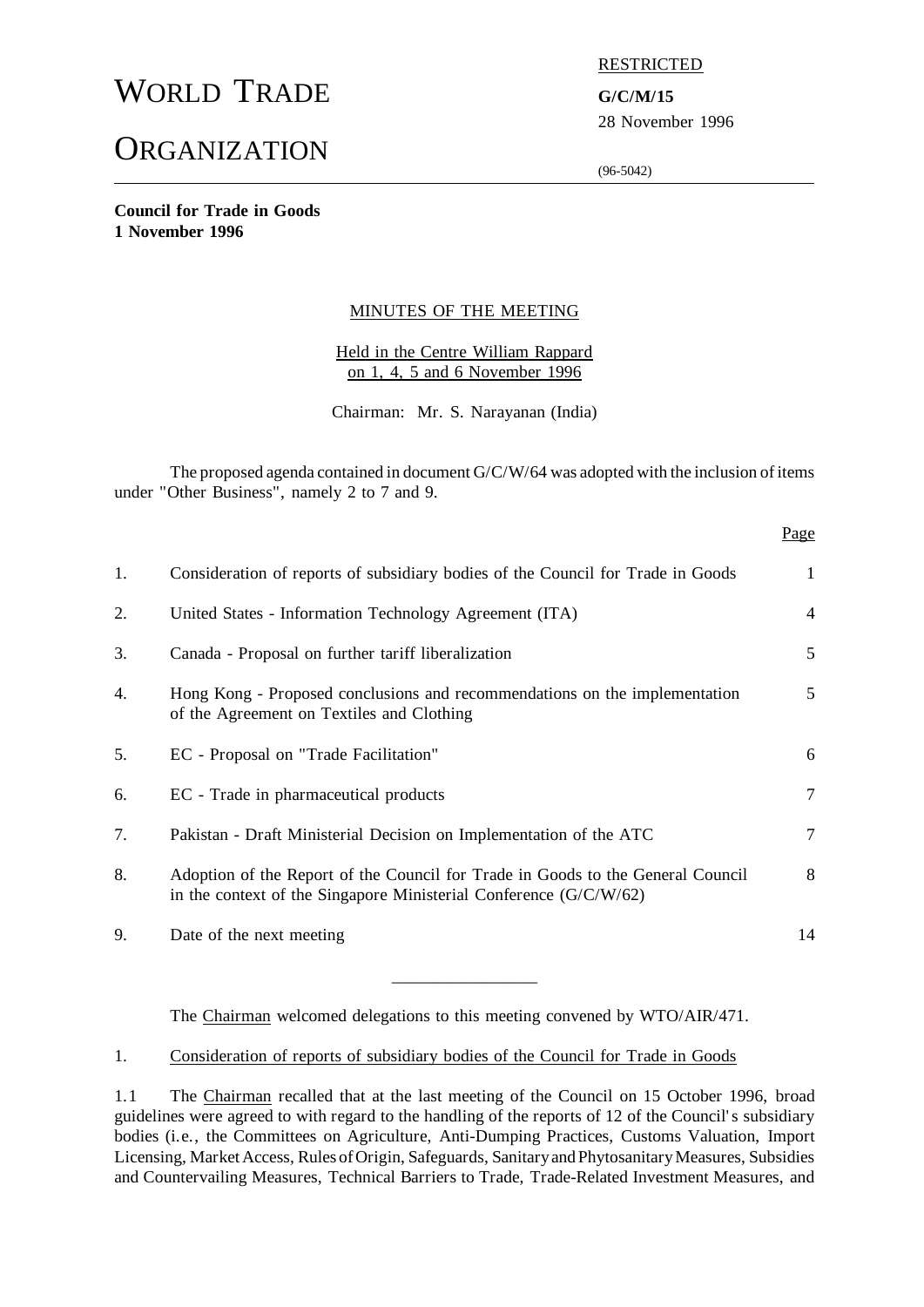# WORLD TRADE ORGANIZATION

RESTRICTED

**G/C/M/15**
28 November 1996

(96-5042)

**Council for Trade in Goods**
**1 November 1996**

## MINUTES OF THE MEETING

Held in the Centre William Rappard
on 1, 4, 5 and 6 November 1996

Chairman: Mr. S. Narayanan (India)

The proposed agenda contained in document G/C/W/64 was adopted with the inclusion of items under "Other Business", namely 2 to 7 and 9.

| | | Page |
|---|---|---|
| 1. | Consideration of reports of subsidiary bodies of the Council for Trade in Goods | 1 |
| 2. | United States - Information Technology Agreement (ITA) | 4 |
| 3. | Canada - Proposal on further tariff liberalization | 5 |
| 4. | Hong Kong - Proposed conclusions and recommendations on the implementation of the Agreement on Textiles and Clothing | 5 |
| 5. | EC - Proposal on "Trade Facilitation" | 6 |
| 6. | EC - Trade in pharmaceutical products | 7 |
| 7. | Pakistan - Draft Ministerial Decision on Implementation of the ATC | 7 |
| 8. | Adoption of the Report of the Council for Trade in Goods to the General Council in the context of the Singapore Ministerial Conference (G/C/W/62) | 8 |
| 9. | Date of the next meeting | 14 |

---

The Chairman welcomed delegations to this meeting convened by WTO/AIR/471.

## 1. Consideration of reports of subsidiary bodies of the Council for Trade in Goods

1.1 The Chairman recalled that at the last meeting of the Council on 15 October 1996, broad guidelines were agreed to with regard to the handling of the reports of 12 of the Council's subsidiary bodies (i.e., the Committees on Agriculture, Anti-Dumping Practices, Customs Valuation, Import Licensing, Market Access, Rules of Origin, Safeguards, Sanitary and Phytosanitary Measures, Subsidies and Countervailing Measures, Technical Barriers to Trade, Trade-Related Investment Measures, and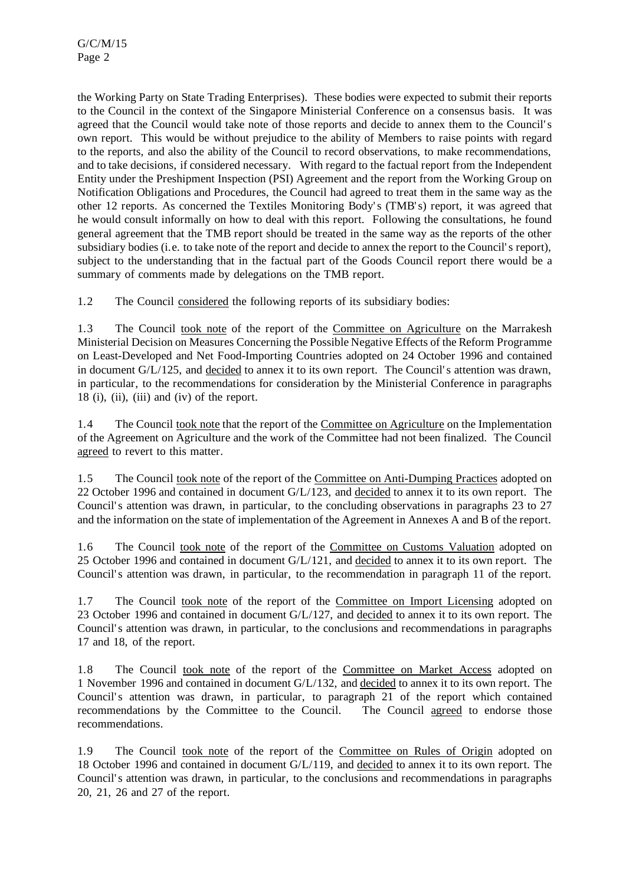the Working Party on State Trading Enterprises). These bodies were expected to submit their reports to the Council in the context of the Singapore Ministerial Conference on a consensus basis. It was agreed that the Council would take note of those reports and decide to annex them to the Council's own report. This would be without prejudice to the ability of Members to raise points with regard to the reports, and also the ability of the Council to record observations, to make recommendations, and to take decisions, if considered necessary. With regard to the factual report from the Independent Entity under the Preshipment Inspection (PSI) Agreement and the report from the Working Group on Notification Obligations and Procedures, the Council had agreed to treat them in the same way as the other 12 reports. As concerned the Textiles Monitoring Body's (TMB's) report, it was agreed that he would consult informally on how to deal with this report. Following the consultations, he found general agreement that the TMB report should be treated in the same way as the reports of the other subsidiary bodies (i.e. to take note of the report and decide to annex the report to the Council's report), subject to the understanding that in the factual part of the Goods Council report there would be a summary of comments made by delegations on the TMB report.

1.2 The Council considered the following reports of its subsidiary bodies:

1.3 The Council took note of the report of the Committee on Agriculture on the Marrakesh Ministerial Decision on Measures Concerning the Possible Negative Effects of the Reform Programme on Least-Developed and Net Food-Importing Countries adopted on 24 October 1996 and contained in document G/L/125, and decided to annex it to its own report. The Council's attention was drawn, in particular, to the recommendations for consideration by the Ministerial Conference in paragraphs 18 (i), (ii), (iii) and (iv) of the report.

1.4 The Council took note that the report of the Committee on Agriculture on the Implementation of the Agreement on Agriculture and the work of the Committee had not been finalized. The Council agreed to revert to this matter.

1.5 The Council took note of the report of the Committee on Anti-Dumping Practices adopted on 22 October 1996 and contained in document G/L/123, and decided to annex it to its own report. The Council's attention was drawn, in particular, to the concluding observations in paragraphs 23 to 27 and the information on the state of implementation of the Agreement in Annexes A and B of the report.

1.6 The Council took note of the report of the Committee on Customs Valuation adopted on 25 October 1996 and contained in document G/L/121, and decided to annex it to its own report. The Council's attention was drawn, in particular, to the recommendation in paragraph 11 of the report.

1.7 The Council took note of the report of the Committee on Import Licensing adopted on 23 October 1996 and contained in document G/L/127, and decided to annex it to its own report. The Council's attention was drawn, in particular, to the conclusions and recommendations in paragraphs 17 and 18, of the report.

1.8 The Council took note of the report of the Committee on Market Access adopted on 1 November 1996 and contained in document G/L/132, and decided to annex it to its own report. The Council's attention was drawn, in particular, to paragraph 21 of the report which contained recommendations by the Committee to the Council. The Council agreed to endorse those recommendations.

1.9 The Council took note of the report of the Committee on Rules of Origin adopted on 18 October 1996 and contained in document G/L/119, and decided to annex it to its own report. The Council's attention was drawn, in particular, to the conclusions and recommendations in paragraphs 20, 21, 26 and 27 of the report.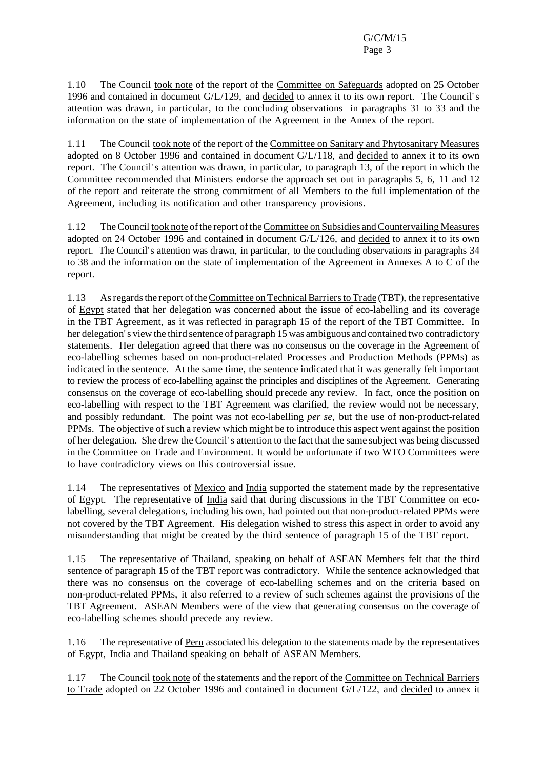1.10 The Council took note of the report of the Committee on Safeguards adopted on 25 October 1996 and contained in document G/L/129, and decided to annex it to its own report. The Council's attention was drawn, in particular, to the concluding observations in paragraphs 31 to 33 and the information on the state of implementation of the Agreement in the Annex of the report.

1.11 The Council took note of the report of the Committee on Sanitary and Phytosanitary Measures adopted on 8 October 1996 and contained in document G/L/118, and decided to annex it to its own report. The Council's attention was drawn, in particular, to paragraph 13, of the report in which the Committee recommended that Ministers endorse the approach set out in paragraphs 5, 6, 11 and 12 of the report and reiterate the strong commitment of all Members to the full implementation of the Agreement, including its notification and other transparency provisions.

1.12 The Council took note of the report of the Committee on Subsidies and Countervailing Measures adopted on 24 October 1996 and contained in document G/L/126, and decided to annex it to its own report. The Council's attention was drawn, in particular, to the concluding observations in paragraphs 34 to 38 and the information on the state of implementation of the Agreement in Annexes A to C of the report.

1.13 As regards the report of the Committee on Technical Barriers to Trade (TBT), the representative of Egypt stated that her delegation was concerned about the issue of eco-labelling and its coverage in the TBT Agreement, as it was reflected in paragraph 15 of the report of the TBT Committee. In her delegation's view the third sentence of paragraph 15 was ambiguous and contained two contradictory statements. Her delegation agreed that there was no consensus on the coverage in the Agreement of eco-labelling schemes based on non-product-related Processes and Production Methods (PPMs) as indicated in the sentence. At the same time, the sentence indicated that it was generally felt important to review the process of eco-labelling against the principles and disciplines of the Agreement. Generating consensus on the coverage of eco-labelling should precede any review. In fact, once the position on eco-labelling with respect to the TBT Agreement was clarified, the review would not be necessary, and possibly redundant. The point was not eco-labelling *per se*, but the use of non-product-related PPMs. The objective of such a review which might be to introduce this aspect went against the position of her delegation. She drew the Council's attention to the fact that the same subject was being discussed in the Committee on Trade and Environment. It would be unfortunate if two WTO Committees were to have contradictory views on this controversial issue.

1.14 The representatives of Mexico and India supported the statement made by the representative of Egypt. The representative of India said that during discussions in the TBT Committee on eco-labelling, several delegations, including his own, had pointed out that non-product-related PPMs were not covered by the TBT Agreement. His delegation wished to stress this aspect in order to avoid any misunderstanding that might be created by the third sentence of paragraph 15 of the TBT report.

1.15 The representative of Thailand, speaking on behalf of ASEAN Members felt that the third sentence of paragraph 15 of the TBT report was contradictory. While the sentence acknowledged that there was no consensus on the coverage of eco-labelling schemes and on the criteria based on non-product-related PPMs, it also referred to a review of such schemes against the provisions of the TBT Agreement. ASEAN Members were of the view that generating consensus on the coverage of eco-labelling schemes should precede any review.

1.16 The representative of Peru associated his delegation to the statements made by the representatives of Egypt, India and Thailand speaking on behalf of ASEAN Members.

1.17 The Council took note of the statements and the report of the Committee on Technical Barriers to Trade adopted on 22 October 1996 and contained in document G/L/122, and decided to annex it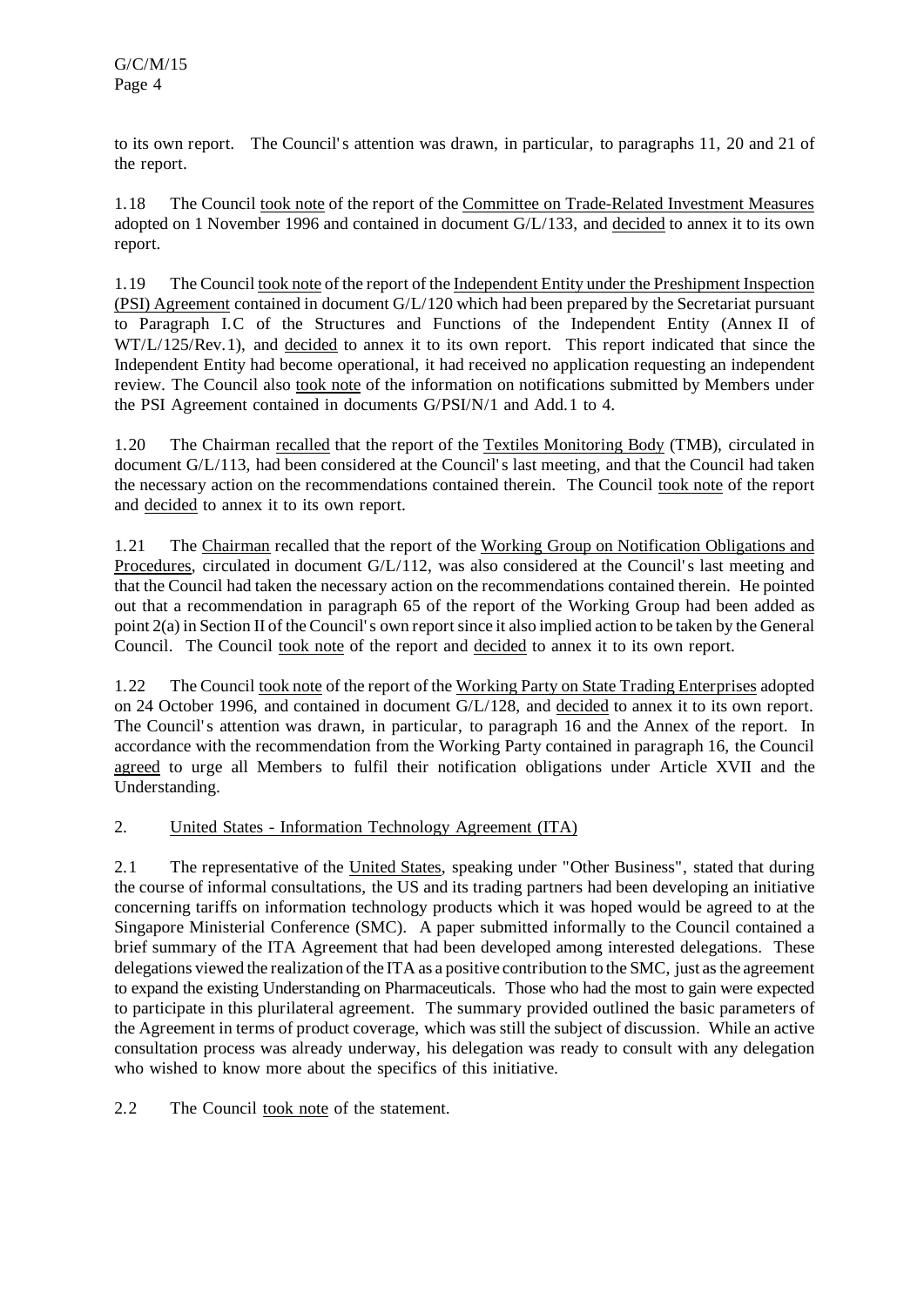to its own report. The Council's attention was drawn, in particular, to paragraphs 11, 20 and 21 of the report.

1.18 The Council took note of the report of the Committee on Trade-Related Investment Measures adopted on 1 November 1996 and contained in document G/L/133, and decided to annex it to its own report.

1.19 The Council took note of the report of the Independent Entity under the Preshipment Inspection (PSI) Agreement contained in document G/L/120 which had been prepared by the Secretariat pursuant to Paragraph I.C of the Structures and Functions of the Independent Entity (Annex II of WT/L/125/Rev.1), and decided to annex it to its own report. This report indicated that since the Independent Entity had become operational, it had received no application requesting an independent review. The Council also took note of the information on notifications submitted by Members under the PSI Agreement contained in documents G/PSI/N/1 and Add.1 to 4.

1.20 The Chairman recalled that the report of the Textiles Monitoring Body (TMB), circulated in document G/L/113, had been considered at the Council's last meeting, and that the Council had taken the necessary action on the recommendations contained therein. The Council took note of the report and decided to annex it to its own report.

1.21 The Chairman recalled that the report of the Working Group on Notification Obligations and Procedures, circulated in document G/L/112, was also considered at the Council's last meeting and that the Council had taken the necessary action on the recommendations contained therein. He pointed out that a recommendation in paragraph 65 of the report of the Working Group had been added as point 2(a) in Section II of the Council's own report since it also implied action to be taken by the General Council. The Council took note of the report and decided to annex it to its own report.

1.22 The Council took note of the report of the Working Party on State Trading Enterprises adopted on 24 October 1996, and contained in document G/L/128, and decided to annex it to its own report. The Council's attention was drawn, in particular, to paragraph 16 and the Annex of the report. In accordance with the recommendation from the Working Party contained in paragraph 16, the Council agreed to urge all Members to fulfil their notification obligations under Article XVII and the Understanding.

## 2. United States - Information Technology Agreement (ITA)

2.1 The representative of the United States, speaking under "Other Business", stated that during the course of informal consultations, the US and its trading partners had been developing an initiative concerning tariffs on information technology products which it was hoped would be agreed to at the Singapore Ministerial Conference (SMC). A paper submitted informally to the Council contained a brief summary of the ITA Agreement that had been developed among interested delegations. These delegations viewed the realization of the ITA as a positive contribution to the SMC, just as the agreement to expand the existing Understanding on Pharmaceuticals. Those who had the most to gain were expected to participate in this plurilateral agreement. The summary provided outlined the basic parameters of the Agreement in terms of product coverage, which was still the subject of discussion. While an active consultation process was already underway, his delegation was ready to consult with any delegation who wished to know more about the specifics of this initiative.

2.2 The Council took note of the statement.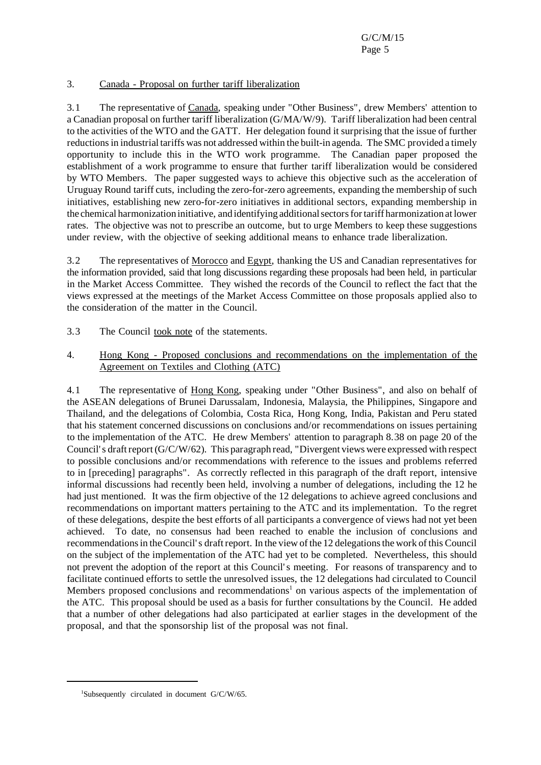## 3. Canada - Proposal on further tariff liberalization

3.1 The representative of Canada, speaking under "Other Business", drew Members' attention to a Canadian proposal on further tariff liberalization (G/MA/W/9). Tariff liberalization had been central to the activities of the WTO and the GATT. Her delegation found it surprising that the issue of further reductions in industrial tariffs was not addressed within the built-in agenda. The SMC provided a timely opportunity to include this in the WTO work programme. The Canadian paper proposed the establishment of a work programme to ensure that further tariff liberalization would be considered by WTO Members. The paper suggested ways to achieve this objective such as the acceleration of Uruguay Round tariff cuts, including the zero-for-zero agreements, expanding the membership of such initiatives, establishing new zero-for-zero initiatives in additional sectors, expanding membership in the chemical harmonization initiative, and identifying additional sectors for tariff harmonization at lower rates. The objective was not to prescribe an outcome, but to urge Members to keep these suggestions under review, with the objective of seeking additional means to enhance trade liberalization.

3.2 The representatives of Morocco and Egypt, thanking the US and Canadian representatives for the information provided, said that long discussions regarding these proposals had been held, in particular in the Market Access Committee. They wished the records of the Council to reflect the fact that the views expressed at the meetings of the Market Access Committee on those proposals applied also to the consideration of the matter in the Council.

3.3 The Council took note of the statements.

## 4. Hong Kong - Proposed conclusions and recommendations on the implementation of the Agreement on Textiles and Clothing (ATC)

4.1 The representative of Hong Kong, speaking under "Other Business", and also on behalf of the ASEAN delegations of Brunei Darussalam, Indonesia, Malaysia, the Philippines, Singapore and Thailand, and the delegations of Colombia, Costa Rica, Hong Kong, India, Pakistan and Peru stated that his statement concerned discussions on conclusions and/or recommendations on issues pertaining to the implementation of the ATC. He drew Members' attention to paragraph 8.38 on page 20 of the Council's draft report (G/C/W/62). This paragraph read, "Divergent views were expressed with respect to possible conclusions and/or recommendations with reference to the issues and problems referred to in [preceding] paragraphs". As correctly reflected in this paragraph of the draft report, intensive informal discussions had recently been held, involving a number of delegations, including the 12 he had just mentioned. It was the firm objective of the 12 delegations to achieve agreed conclusions and recommendations on important matters pertaining to the ATC and its implementation. To the regret of these delegations, despite the best efforts of all participants a convergence of views had not yet been achieved. To date, no consensus had been reached to enable the inclusion of conclusions and recommendations in the Council's draft report. In the view of the 12 delegations the work of this Council on the subject of the implementation of the ATC had yet to be completed. Nevertheless, this should not prevent the adoption of the report at this Council's meeting. For reasons of transparency and to facilitate continued efforts to settle the unresolved issues, the 12 delegations had circulated to Council Members proposed conclusions and recommendations[1] on various aspects of the implementation of the ATC. This proposal should be used as a basis for further consultations by the Council. He added that a number of other delegations had also participated at earlier stages in the development of the proposal, and that the sponsorship list of the proposal was not final.

[1]Subsequently circulated in document G/C/W/65.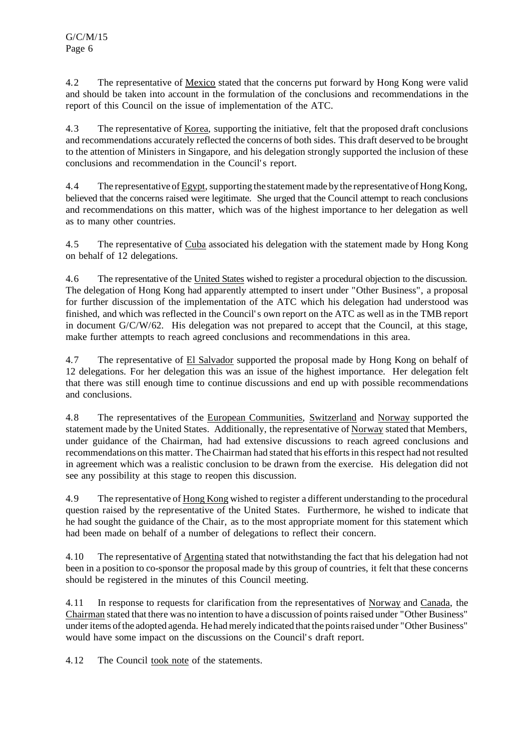4.2 The representative of Mexico stated that the concerns put forward by Hong Kong were valid and should be taken into account in the formulation of the conclusions and recommendations in the report of this Council on the issue of implementation of the ATC.

4.3 The representative of Korea, supporting the initiative, felt that the proposed draft conclusions and recommendations accurately reflected the concerns of both sides. This draft deserved to be brought to the attention of Ministers in Singapore, and his delegation strongly supported the inclusion of these conclusions and recommendation in the Council's report.

4.4 The representative of Egypt, supporting the statement made by the representative of Hong Kong, believed that the concerns raised were legitimate. She urged that the Council attempt to reach conclusions and recommendations on this matter, which was of the highest importance to her delegation as well as to many other countries.

4.5 The representative of Cuba associated his delegation with the statement made by Hong Kong on behalf of 12 delegations.

4.6 The representative of the United States wished to register a procedural objection to the discussion. The delegation of Hong Kong had apparently attempted to insert under "Other Business", a proposal for further discussion of the implementation of the ATC which his delegation had understood was finished, and which was reflected in the Council's own report on the ATC as well as in the TMB report in document G/C/W/62. His delegation was not prepared to accept that the Council, at this stage, make further attempts to reach agreed conclusions and recommendations in this area.

4.7 The representative of El Salvador supported the proposal made by Hong Kong on behalf of 12 delegations. For her delegation this was an issue of the highest importance. Her delegation felt that there was still enough time to continue discussions and end up with possible recommendations and conclusions.

4.8 The representatives of the European Communities, Switzerland and Norway supported the statement made by the United States. Additionally, the representative of Norway stated that Members, under guidance of the Chairman, had had extensive discussions to reach agreed conclusions and recommendations on this matter. The Chairman had stated that his efforts in this respect had not resulted in agreement which was a realistic conclusion to be drawn from the exercise. His delegation did not see any possibility at this stage to reopen this discussion.

4.9 The representative of Hong Kong wished to register a different understanding to the procedural question raised by the representative of the United States. Furthermore, he wished to indicate that he had sought the guidance of the Chair, as to the most appropriate moment for this statement which had been made on behalf of a number of delegations to reflect their concern.

4.10 The representative of Argentina stated that notwithstanding the fact that his delegation had not been in a position to co-sponsor the proposal made by this group of countries, it felt that these concerns should be registered in the minutes of this Council meeting.

4.11 In response to requests for clarification from the representatives of Norway and Canada, the Chairman stated that there was no intention to have a discussion of points raised under "Other Business" under items of the adopted agenda. He had merely indicated that the points raised under "Other Business" would have some impact on the discussions on the Council's draft report.

4.12 The Council took note of the statements.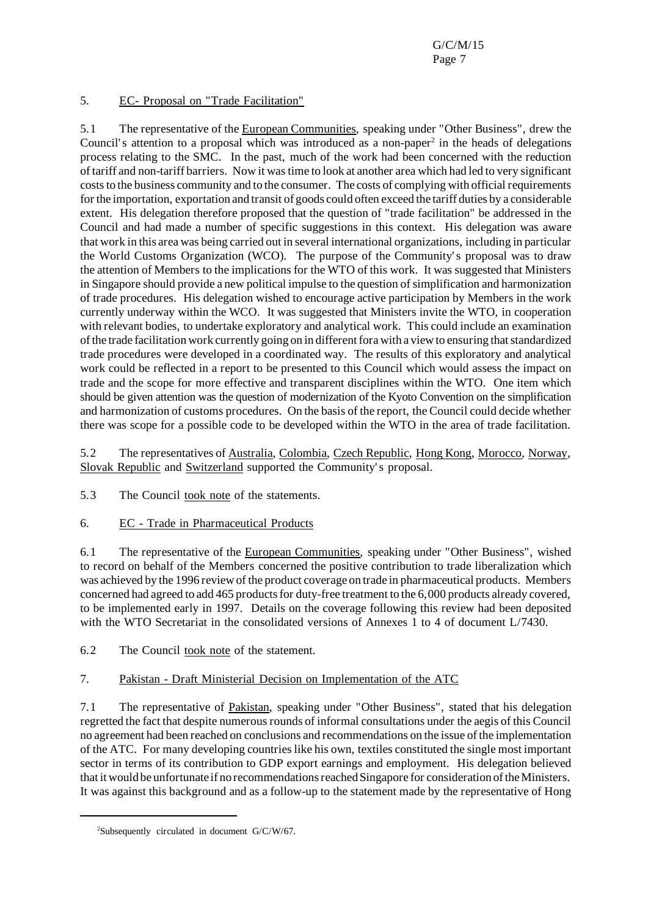## 5. EC- Proposal on "Trade Facilitation"

5.1 The representative of the European Communities, speaking under "Other Business", drew the Council's attention to a proposal which was introduced as a non-paper[2] in the heads of delegations process relating to the SMC. In the past, much of the work had been concerned with the reduction of tariff and non-tariff barriers. Now it was time to look at another area which had led to very significant costs to the business community and to the consumer. The costs of complying with official requirements for the importation, exportation and transit of goods could often exceed the tariff duties by a considerable extent. His delegation therefore proposed that the question of "trade facilitation" be addressed in the Council and had made a number of specific suggestions in this context. His delegation was aware that work in this area was being carried out in several international organizations, including in particular the World Customs Organization (WCO). The purpose of the Community's proposal was to draw the attention of Members to the implications for the WTO of this work. It was suggested that Ministers in Singapore should provide a new political impulse to the question of simplification and harmonization of trade procedures. His delegation wished to encourage active participation by Members in the work currently underway within the WCO. It was suggested that Ministers invite the WTO, in cooperation with relevant bodies, to undertake exploratory and analytical work. This could include an examination of the trade facilitation work currently going on in different fora with a view to ensuring that standardized trade procedures were developed in a coordinated way. The results of this exploratory and analytical work could be reflected in a report to be presented to this Council which would assess the impact on trade and the scope for more effective and transparent disciplines within the WTO. One item which should be given attention was the question of modernization of the Kyoto Convention on the simplification and harmonization of customs procedures. On the basis of the report, the Council could decide whether there was scope for a possible code to be developed within the WTO in the area of trade facilitation.

5.2 The representatives of Australia, Colombia, Czech Republic, Hong Kong, Morocco, Norway, Slovak Republic and Switzerland supported the Community's proposal.

5.3 The Council took note of the statements.

## 6. EC - Trade in Pharmaceutical Products

6.1 The representative of the European Communities, speaking under "Other Business", wished to record on behalf of the Members concerned the positive contribution to trade liberalization which was achieved by the 1996 review of the product coverage on trade in pharmaceutical products. Members concerned had agreed to add 465 products for duty-free treatment to the 6,000 products already covered, to be implemented early in 1997. Details on the coverage following this review had been deposited with the WTO Secretariat in the consolidated versions of Annexes 1 to 4 of document L/7430.

6.2 The Council took note of the statement.

## 7. Pakistan - Draft Ministerial Decision on Implementation of the ATC

7.1 The representative of Pakistan, speaking under "Other Business", stated that his delegation regretted the fact that despite numerous rounds of informal consultations under the aegis of this Council no agreement had been reached on conclusions and recommendations on the issue of the implementation of the ATC. For many developing countries like his own, textiles constituted the single most important sector in terms of its contribution to GDP export earnings and employment. His delegation believed that it would be unfortunate if no recommendations reached Singapore for consideration of the Ministers. It was against this background and as a follow-up to the statement made by the representative of Hong

[2]Subsequently circulated in document G/C/W/67.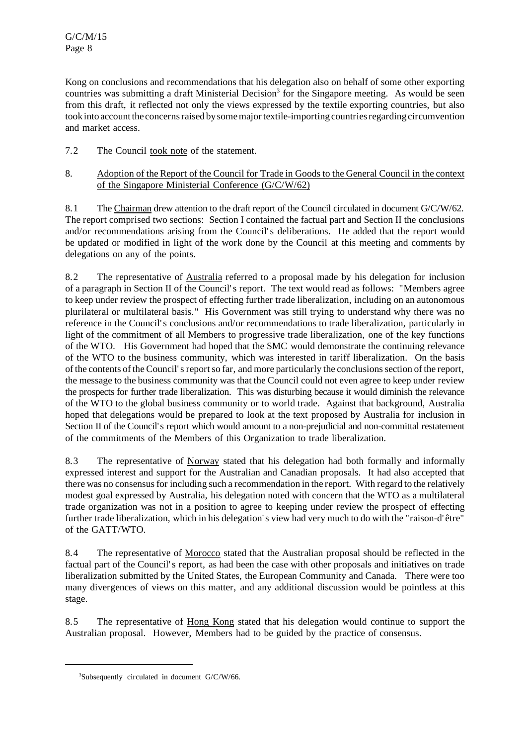Kong on conclusions and recommendations that his delegation also on behalf of some other exporting countries was submitting a draft Ministerial Decision[3] for the Singapore meeting. As would be seen from this draft, it reflected not only the views expressed by the textile exporting countries, but also took into account the concerns raised by some major textile-importing countries regarding circumvention and market access.

7.2 The Council took note of the statement.

8. Adoption of the Report of the Council for Trade in Goods to the General Council in the context of the Singapore Ministerial Conference (G/C/W/62)

8.1 The Chairman drew attention to the draft report of the Council circulated in document G/C/W/62. The report comprised two sections: Section I contained the factual part and Section II the conclusions and/or recommendations arising from the Council's deliberations. He added that the report would be updated or modified in light of the work done by the Council at this meeting and comments by delegations on any of the points.

8.2 The representative of Australia referred to a proposal made by his delegation for inclusion of a paragraph in Section II of the Council's report. The text would read as follows: "Members agree to keep under review the prospect of effecting further trade liberalization, including on an autonomous plurilateral or multilateral basis." His Government was still trying to understand why there was no reference in the Council's conclusions and/or recommendations to trade liberalization, particularly in light of the commitment of all Members to progressive trade liberalization, one of the key functions of the WTO. His Government had hoped that the SMC would demonstrate the continuing relevance of the WTO to the business community, which was interested in tariff liberalization. On the basis of the contents of the Council's report so far, and more particularly the conclusions section of the report, the message to the business community was that the Council could not even agree to keep under review the prospects for further trade liberalization. This was disturbing because it would diminish the relevance of the WTO to the global business community or to world trade. Against that background, Australia hoped that delegations would be prepared to look at the text proposed by Australia for inclusion in Section II of the Council's report which would amount to a non-prejudicial and non-committal restatement of the commitments of the Members of this Organization to trade liberalization.

8.3 The representative of Norway stated that his delegation had both formally and informally expressed interest and support for the Australian and Canadian proposals. It had also accepted that there was no consensus for including such a recommendation in the report. With regard to the relatively modest goal expressed by Australia, his delegation noted with concern that the WTO as a multilateral trade organization was not in a position to agree to keeping under review the prospect of effecting further trade liberalization, which in his delegation's view had very much to do with the "raison-d'être" of the GATT/WTO.

8.4 The representative of Morocco stated that the Australian proposal should be reflected in the factual part of the Council's report, as had been the case with other proposals and initiatives on trade liberalization submitted by the United States, the European Community and Canada. There were too many divergences of views on this matter, and any additional discussion would be pointless at this stage.

8.5 The representative of Hong Kong stated that his delegation would continue to support the Australian proposal. However, Members had to be guided by the practice of consensus.

[3] Subsequently circulated in document G/C/W/66.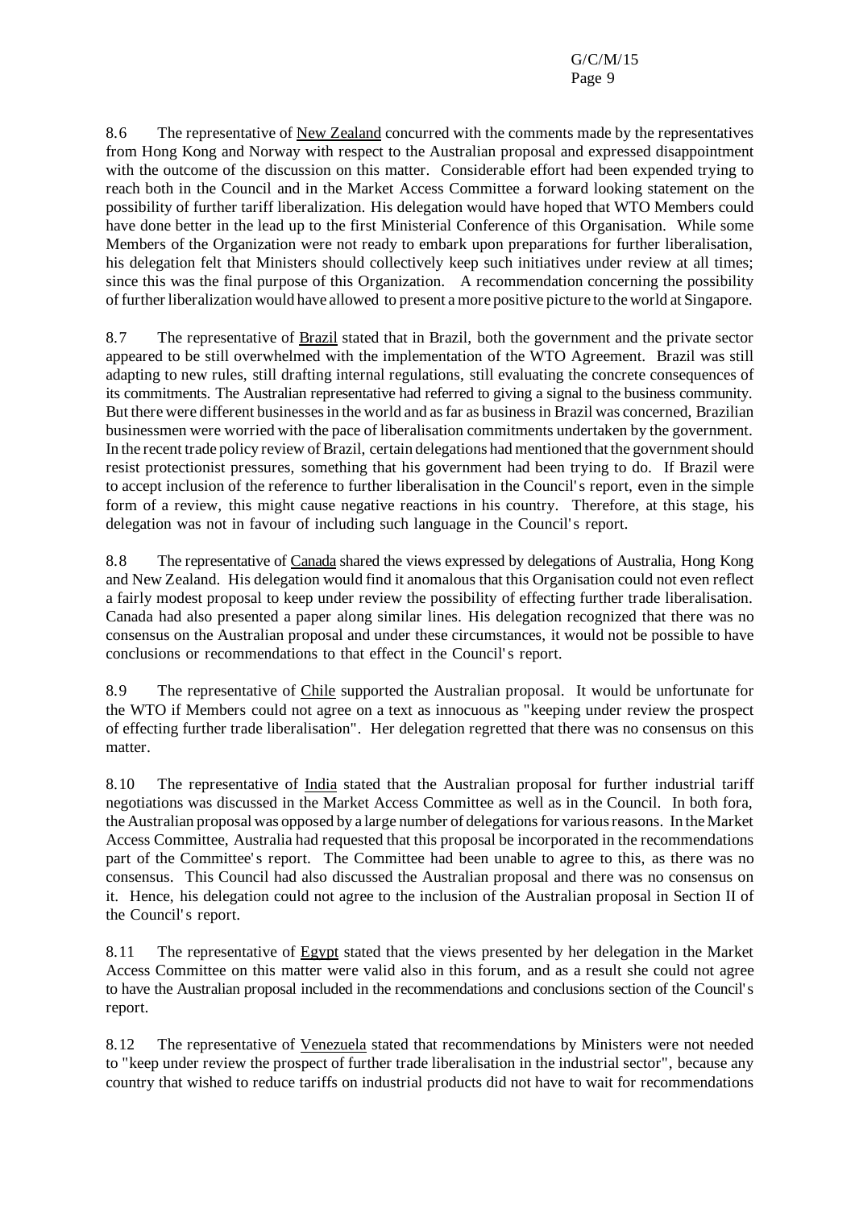8.6 The representative of New Zealand concurred with the comments made by the representatives from Hong Kong and Norway with respect to the Australian proposal and expressed disappointment with the outcome of the discussion on this matter. Considerable effort had been expended trying to reach both in the Council and in the Market Access Committee a forward looking statement on the possibility of further tariff liberalization. His delegation would have hoped that WTO Members could have done better in the lead up to the first Ministerial Conference of this Organisation. While some Members of the Organization were not ready to embark upon preparations for further liberalisation, his delegation felt that Ministers should collectively keep such initiatives under review at all times; since this was the final purpose of this Organization. A recommendation concerning the possibility of further liberalization would have allowed to present a more positive picture to the world at Singapore.

8.7 The representative of Brazil stated that in Brazil, both the government and the private sector appeared to be still overwhelmed with the implementation of the WTO Agreement. Brazil was still adapting to new rules, still drafting internal regulations, still evaluating the concrete consequences of its commitments. The Australian representative had referred to giving a signal to the business community. But there were different businesses in the world and as far as business in Brazil was concerned, Brazilian businessmen were worried with the pace of liberalisation commitments undertaken by the government. In the recent trade policy review of Brazil, certain delegations had mentioned that the government should resist protectionist pressures, something that his government had been trying to do. If Brazil were to accept inclusion of the reference to further liberalisation in the Council's report, even in the simple form of a review, this might cause negative reactions in his country. Therefore, at this stage, his delegation was not in favour of including such language in the Council's report.

8.8 The representative of Canada shared the views expressed by delegations of Australia, Hong Kong and New Zealand. His delegation would find it anomalous that this Organisation could not even reflect a fairly modest proposal to keep under review the possibility of effecting further trade liberalisation. Canada had also presented a paper along similar lines. His delegation recognized that there was no consensus on the Australian proposal and under these circumstances, it would not be possible to have conclusions or recommendations to that effect in the Council's report.

8.9 The representative of Chile supported the Australian proposal. It would be unfortunate for the WTO if Members could not agree on a text as innocuous as "keeping under review the prospect of effecting further trade liberalisation". Her delegation regretted that there was no consensus on this matter.

8.10 The representative of India stated that the Australian proposal for further industrial tariff negotiations was discussed in the Market Access Committee as well as in the Council. In both fora, the Australian proposal was opposed by a large number of delegations for various reasons. In the Market Access Committee, Australia had requested that this proposal be incorporated in the recommendations part of the Committee's report. The Committee had been unable to agree to this, as there was no consensus. This Council had also discussed the Australian proposal and there was no consensus on it. Hence, his delegation could not agree to the inclusion of the Australian proposal in Section II of the Council's report.

8.11 The representative of Egypt stated that the views presented by her delegation in the Market Access Committee on this matter were valid also in this forum, and as a result she could not agree to have the Australian proposal included in the recommendations and conclusions section of the Council's report.

8.12 The representative of Venezuela stated that recommendations by Ministers were not needed to "keep under review the prospect of further trade liberalisation in the industrial sector", because any country that wished to reduce tariffs on industrial products did not have to wait for recommendations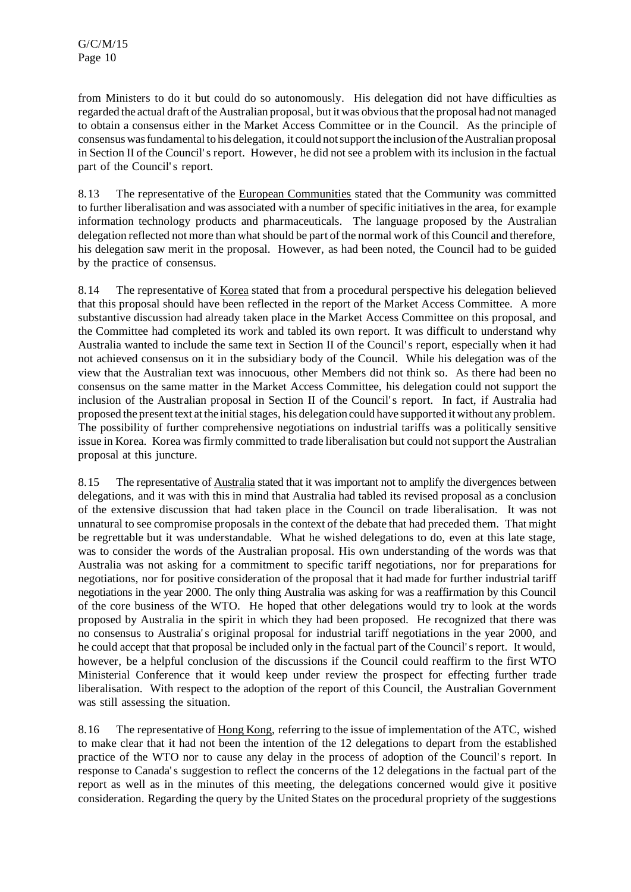from Ministers to do it but could do so autonomously. His delegation did not have difficulties as regarded the actual draft of the Australian proposal, but it was obvious that the proposal had not managed to obtain a consensus either in the Market Access Committee or in the Council. As the principle of consensus was fundamental to his delegation, it could not support the inclusion of the Australian proposal in Section II of the Council's report. However, he did not see a problem with its inclusion in the factual part of the Council's report.

8.13 The representative of European Communities stated that the Community was committed to further liberalisation and was associated with a number of specific initiatives in the area, for example information technology products and pharmaceuticals. The language proposed by the Australian delegation reflected not more than what should be part of the normal work of this Council and therefore, his delegation saw merit in the proposal. However, as had been noted, the Council had to be guided by the practice of consensus.

8.14 The representative of Korea stated that from a procedural perspective his delegation believed that this proposal should have been reflected in the report of the Market Access Committee. A more substantive discussion had already taken place in the Market Access Committee on this proposal, and the Committee had completed its work and tabled its own report. It was difficult to understand why Australia wanted to include the same text in Section II of the Council's report, especially when it had not achieved consensus on it in the subsidiary body of the Council. While his delegation was of the view that the Australian text was innocuous, other Members did not think so. As there had been no consensus on the same matter in the Market Access Committee, his delegation could not support the inclusion of the Australian proposal in Section II of the Council's report. In fact, if Australia had proposed the present text at the initial stages, his delegation could have supported it without any problem. The possibility of further comprehensive negotiations on industrial tariffs was a politically sensitive issue in Korea. Korea was firmly committed to trade liberalisation but could not support the Australian proposal at this juncture.

8.15 The representative of Australia stated that it was important not to amplify the divergences between delegations, and it was with this in mind that Australia had tabled its revised proposal as a conclusion of the extensive discussion that had taken place in the Council on trade liberalisation. It was not unnatural to see compromise proposals in the context of the debate that had preceded them. That might be regrettable but it was understandable. What he wished delegations to do, even at this late stage, was to consider the words of the Australian proposal. His own understanding of the words was that Australia was not asking for a commitment to specific tariff negotiations, nor for preparations for negotiations, nor for positive consideration of the proposal that it had made for further industrial tariff negotiations in the year 2000. The only thing Australia was asking for was a reaffirmation by this Council of the core business of the WTO. He hoped that other delegations would try to look at the words proposed by Australia in the spirit in which they had been proposed. He recognized that there was no consensus to Australia's original proposal for industrial tariff negotiations in the year 2000, and he could accept that that proposal be included only in the factual part of the Council's report. It would, however, be a helpful conclusion of the discussions if the Council could reaffirm to the first WTO Ministerial Conference that it would keep under review the prospect for effecting further trade liberalisation. With respect to the adoption of the report of this Council, the Australian Government was still assessing the situation.

8.16 The representative of Hong Kong, referring to the issue of implementation of the ATC, wished to make clear that it had not been the intention of the 12 delegations to depart from the established practice of the WTO nor to cause any delay in the process of adoption of the Council's report. In response to Canada's suggestion to reflect the concerns of the 12 delegations in the factual part of the report as well as in the minutes of this meeting, the delegations concerned would give it positive consideration. Regarding the query by the United States on the procedural propriety of the suggestions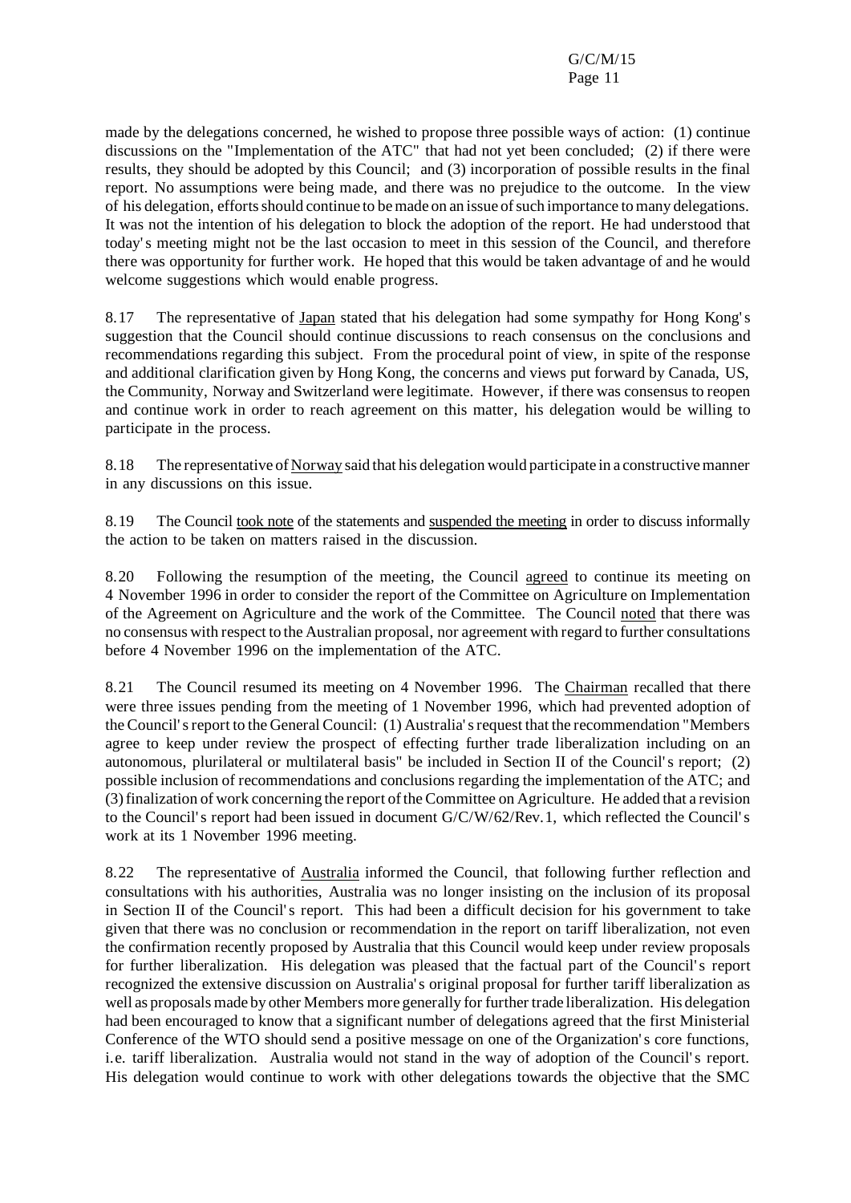made by the delegations concerned, he wished to propose three possible ways of action: (1) continue discussions on the "Implementation of the ATC" that had not yet been concluded; (2) if there were results, they should be adopted by this Council; and (3) incorporation of possible results in the final report. No assumptions were being made, and there was no prejudice to the outcome. In the view of his delegation, efforts should continue to be made on an issue of such importance to many delegations. It was not the intention of his delegation to block the adoption of the report. He had understood that today's meeting might not be the last occasion to meet in this session of the Council, and therefore there was opportunity for further work. He hoped that this would be taken advantage of and he would welcome suggestions which would enable progress.

8.17 The representative of Japan stated that his delegation had some sympathy for Hong Kong's suggestion that the Council should continue discussions to reach consensus on the conclusions and recommendations regarding this subject. From the procedural point of view, in spite of the response and additional clarification given by Hong Kong, the concerns and views put forward by Canada, US, the Community, Norway and Switzerland were legitimate. However, if there was consensus to reopen and continue work in order to reach agreement on this matter, his delegation would be willing to participate in the process.

8.18 The representative of Norway said that his delegation would participate in a constructive manner in any discussions on this issue.

8.19 The Council took note of the statements and suspended the meeting in order to discuss informally the action to be taken on matters raised in the discussion.

8.20 Following the resumption of the meeting, the Council agreed to continue its meeting on 4 November 1996 in order to consider the report of the Committee on Agriculture on Implementation of the Agreement on Agriculture and the work of the Committee. The Council noted that there was no consensus with respect to the Australian proposal, nor agreement with regard to further consultations before 4 November 1996 on the implementation of the ATC.

8.21 The Council resumed its meeting on 4 November 1996. The Chairman recalled that there were three issues pending from the meeting of 1 November 1996, which had prevented adoption of the Council's report to the General Council: (1) Australia's request that the recommendation "Members agree to keep under review the prospect of effecting further trade liberalization including on an autonomous, plurilateral or multilateral basis" be included in Section II of the Council's report; (2) possible inclusion of recommendations and conclusions regarding the implementation of the ATC; and (3) finalization of work concerning the report of the Committee on Agriculture. He added that a revision to the Council's report had been issued in document G/C/W/62/Rev.1, which reflected the Council's work at its 1 November 1996 meeting.

8.22 The representative of Australia informed the Council, that following further reflection and consultations with his authorities, Australia was no longer insisting on the inclusion of its proposal in Section II of the Council's report. This had been a difficult decision for his government to take given that there was no conclusion or recommendation in the report on tariff liberalization, not even the confirmation recently proposed by Australia that this Council would keep under review proposals for further liberalization. His delegation was pleased that the factual part of the Council's report recognized the extensive discussion on Australia's original proposal for further tariff liberalization as well as proposals made by other Members more generally for further trade liberalization. His delegation had been encouraged to know that a significant number of delegations agreed that the first Ministerial Conference of the WTO should send a positive message on one of the Organization's core functions, i.e. tariff liberalization. Australia would not stand in the way of adoption of the Council's report. His delegation would continue to work with other delegations towards the objective that the SMC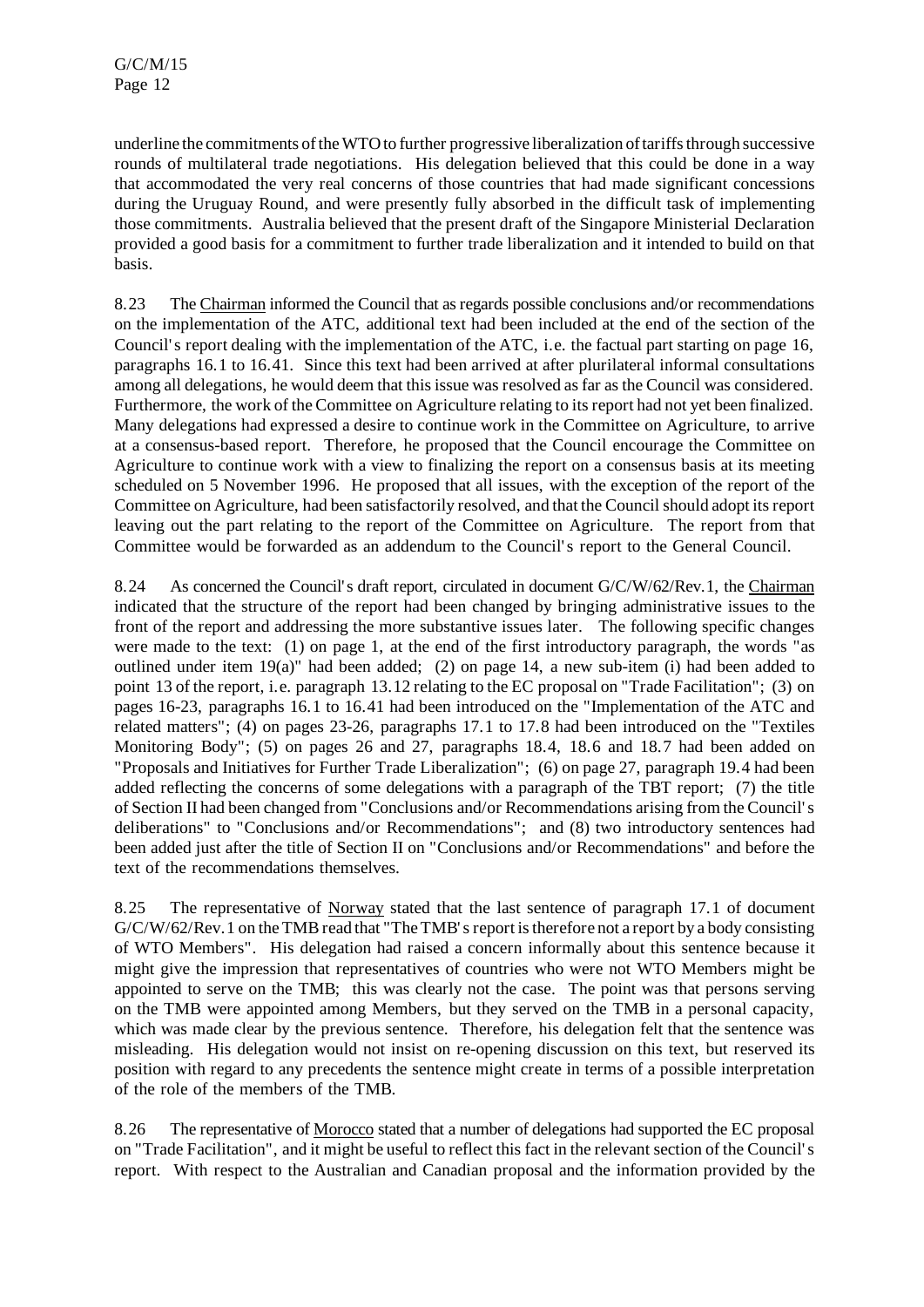underline the commitments of the WTO to further progressive liberalization of tariffs through successive rounds of multilateral trade negotiations. His delegation believed that this could be done in a way that accommodated the very real concerns of those countries that had made significant concessions during the Uruguay Round, and were presently fully absorbed in the difficult task of implementing those commitments. Australia believed that the present draft of the Singapore Ministerial Declaration provided a good basis for a commitment to further trade liberalization and it intended to build on that basis.

8.23 The Chairman informed the Council that as regards possible conclusions and/or recommendations on the implementation of the ATC, additional text had been included at the end of the section of the Council's report dealing with the implementation of the ATC, i.e. the factual part starting on page 16, paragraphs 16.1 to 16.41. Since this text had been arrived at after plurilateral informal consultations among all delegations, he would deem that this issue was resolved as far as the Council was considered. Furthermore, the work of the Committee on Agriculture relating to its report had not yet been finalized. Many delegations had expressed a desire to continue work in the Committee on Agriculture, to arrive at a consensus-based report. Therefore, he proposed that the Council encourage the Committee on Agriculture to continue work with a view to finalizing the report on a consensus basis at its meeting scheduled on 5 November 1996. He proposed that all issues, with the exception of the report of the Committee on Agriculture, had been satisfactorily resolved, and that the Council should adopt its report leaving out the part relating to the report of the Committee on Agriculture. The report from that Committee would be forwarded as an addendum to the Council's report to the General Council.

8.24 As concerned the Council's draft report, circulated in document G/C/W/62/Rev.1, the Chairman indicated that the structure of the report had been changed by bringing administrative issues to the front of the report and addressing the more substantive issues later. The following specific changes were made to the text: (1) on page 1, at the end of the first introductory paragraph, the words "as outlined under item 19(a)" had been added; (2) on page 14, a new sub-item (i) had been added to point 13 of the report, i.e. paragraph 13.12 relating to the EC proposal on "Trade Facilitation"; (3) on pages 16-23, paragraphs 16.1 to 16.41 had been introduced on the "Implementation of the ATC and related matters"; (4) on pages 23-26, paragraphs 17.1 to 17.8 had been introduced on the "Textiles Monitoring Body"; (5) on pages 26 and 27, paragraphs 18.4, 18.6 and 18.7 had been added on "Proposals and Initiatives for Further Trade Liberalization"; (6) on page 27, paragraph 19.4 had been added reflecting the concerns of some delegations with a paragraph of the TBT report; (7) the title of Section II had been changed from "Conclusions and/or Recommendations arising from the Council's deliberations" to "Conclusions and/or Recommendations"; and (8) two introductory sentences had been added just after the title of Section II on "Conclusions and/or Recommendations" and before the text of the recommendations themselves.

8.25 The representative of Norway stated that the last sentence of paragraph 17.1 of document G/C/W/62/Rev.1 on the TMB read that "The TMB's report is therefore not a report by a body consisting of WTO Members". His delegation had raised a concern informally about this sentence because it might give the impression that representatives of countries who were not WTO Members might be appointed to serve on the TMB; this was clearly not the case. The point was that persons serving on the TMB were appointed among Members, but they served on the TMB in a personal capacity, which was made clear by the previous sentence. Therefore, his delegation felt that the sentence was misleading. His delegation would not insist on re-opening discussion on this text, but reserved its position with regard to any precedents the sentence might create in terms of a possible interpretation of the role of the members of the TMB.

8.26 The representative of Morocco stated that a number of delegations had supported the EC proposal on "Trade Facilitation", and it might be useful to reflect this fact in the relevant section of the Council's report. With respect to the Australian and Canadian proposal and the information provided by the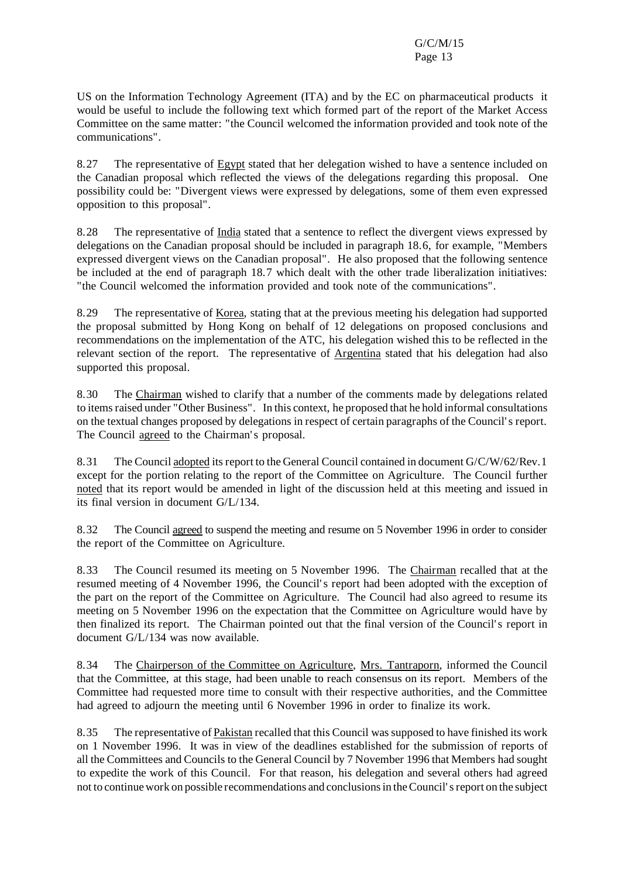US on the Information Technology Agreement (ITA) and by the EC on pharmaceutical products it would be useful to include the following text which formed part of the report of the Market Access Committee on the same matter: "the Council welcomed the information provided and took note of the communications".

8.27 The representative of Egypt stated that her delegation wished to have a sentence included on the Canadian proposal which reflected the views of the delegations regarding this proposal. One possibility could be: "Divergent views were expressed by delegations, some of them even expressed opposition to this proposal".

8.28 The representative of India stated that a sentence to reflect the divergent views expressed by delegations on the Canadian proposal should be included in paragraph 18.6, for example, "Members expressed divergent views on the Canadian proposal". He also proposed that the following sentence be included at the end of paragraph 18.7 which dealt with the other trade liberalization initiatives: "the Council welcomed the information provided and took note of the communications".

8.29 The representative of Korea, stating that at the previous meeting his delegation had supported the proposal submitted by Hong Kong on behalf of 12 delegations on proposed conclusions and recommendations on the implementation of the ATC, his delegation wished this to be reflected in the relevant section of the report. The representative of Argentina stated that his delegation had also supported this proposal.

8.30 The Chairman wished to clarify that a number of the comments made by delegations related to items raised under "Other Business". In this context, he proposed that he hold informal consultations on the textual changes proposed by delegations in respect of certain paragraphs of the Council's report. The Council agreed to the Chairman's proposal.

8.31 The Council adopted its report to the General Council contained in document G/C/W/62/Rev.1 except for the portion relating to the report of the Committee on Agriculture. The Council further noted that its report would be amended in light of the discussion held at this meeting and issued in its final version in document G/L/134.

8.32 The Council agreed to suspend the meeting and resume on 5 November 1996 in order to consider the report of the Committee on Agriculture.

8.33 The Council resumed its meeting on 5 November 1996. The Chairman recalled that at the resumed meeting of 4 November 1996, the Council's report had been adopted with the exception of the part on the report of the Committee on Agriculture. The Council had also agreed to resume its meeting on 5 November 1996 on the expectation that the Committee on Agriculture would have by then finalized its report. The Chairman pointed out that the final version of the Council's report in document G/L/134 was now available.

8.34 The Chairperson of the Committee on Agriculture, Mrs. Tantraporn, informed the Council that the Committee, at this stage, had been unable to reach consensus on its report. Members of the Committee had requested more time to consult with their respective authorities, and the Committee had agreed to adjourn the meeting until 6 November 1996 in order to finalize its work.

8.35 The representative of Pakistan recalled that this Council was supposed to have finished its work on 1 November 1996. It was in view of the deadlines established for the submission of reports of all the Committees and Councils to the General Council by 7 November 1996 that Members had sought to expedite the work of this Council. For that reason, his delegation and several others had agreed not to continue work on possible recommendations and conclusions in the Council's report on the subject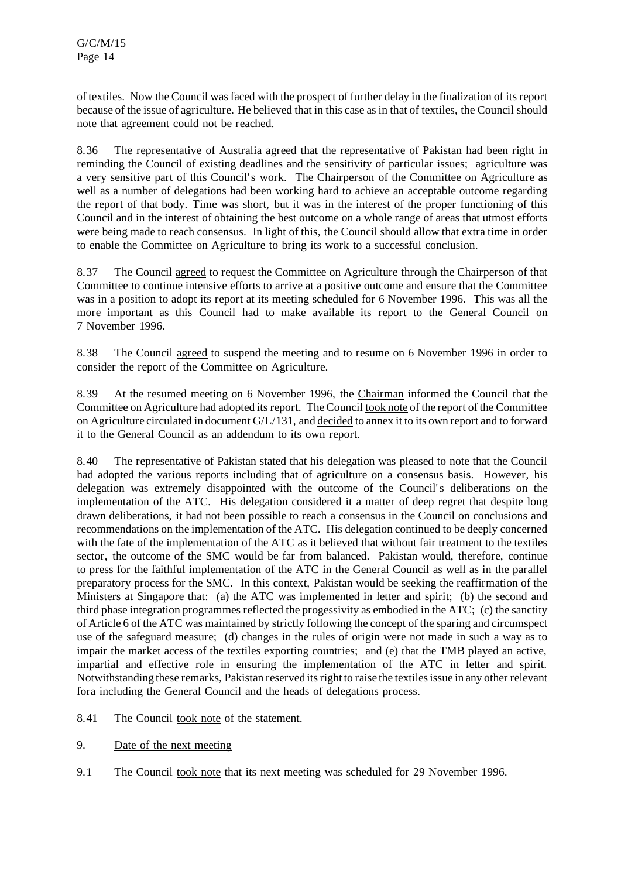of textiles. Now the Council was faced with the prospect of further delay in the finalization of its report because of the issue of agriculture. He believed that in this case as in that of textiles, the Council should note that agreement could not be reached.

8.36 The representative of Australia agreed that the representative of Pakistan had been right in reminding the Council of existing deadlines and the sensitivity of particular issues; agriculture was a very sensitive part of this Council's work. The Chairperson of the Committee on Agriculture as well as a number of delegations had been working hard to achieve an acceptable outcome regarding the report of that body. Time was short, but it was in the interest of the proper functioning of this Council and in the interest of obtaining the best outcome on a whole range of areas that utmost efforts were being made to reach consensus. In light of this, the Council should allow that extra time in order to enable the Committee on Agriculture to bring its work to a successful conclusion.

8.37 The Council agreed to request the Committee on Agriculture through the Chairperson of that Committee to continue intensive efforts to arrive at a positive outcome and ensure that the Committee was in a position to adopt its report at its meeting scheduled for 6 November 1996. This was all the more important as this Council had to make available its report to the General Council on 7 November 1996.

8.38 The Council agreed to suspend the meeting and to resume on 6 November 1996 in order to consider the report of the Committee on Agriculture.

8.39 At the resumed meeting on 6 November 1996, the Chairman informed the Council that the Committee on Agriculture had adopted its report. The Council took note of the report of the Committee on Agriculture circulated in document G/L/131, and decided to annex it to its own report and to forward it to the General Council as an addendum to its own report.

8.40 The representative of Pakistan stated that his delegation was pleased to note that the Council had adopted the various reports including that of agriculture on a consensus basis. However, his delegation was extremely disappointed with the outcome of the Council's deliberations on the implementation of the ATC. His delegation considered it a matter of deep regret that despite long drawn deliberations, it had not been possible to reach a consensus in the Council on conclusions and recommendations on the implementation of the ATC. His delegation continued to be deeply concerned with the fate of the implementation of the ATC as it believed that without fair treatment to the textiles sector, the outcome of the SMC would be far from balanced. Pakistan would, therefore, continue to press for the faithful implementation of the ATC in the General Council as well as in the parallel preparatory process for the SMC. In this context, Pakistan would be seeking the reaffirmation of the Ministers at Singapore that: (a) the ATC was implemented in letter and spirit; (b) the second and third phase integration programmes reflected the progessivity as embodied in the ATC; (c) the sanctity of Article 6 of the ATC was maintained by strictly following the concept of the sparing and circumspect use of the safeguard measure; (d) changes in the rules of origin were not made in such a way as to impair the market access of the textiles exporting countries; and (e) that the TMB played an active, impartial and effective role in ensuring the implementation of the ATC in letter and spirit. Notwithstanding these remarks, Pakistan reserved its right to raise the textiles issue in any other relevant fora including the General Council and the heads of delegations process.

8.41 The Council took note of the statement.

## 9. Date of the next meeting

9.1 The Council took note that its next meeting was scheduled for 29 November 1996.